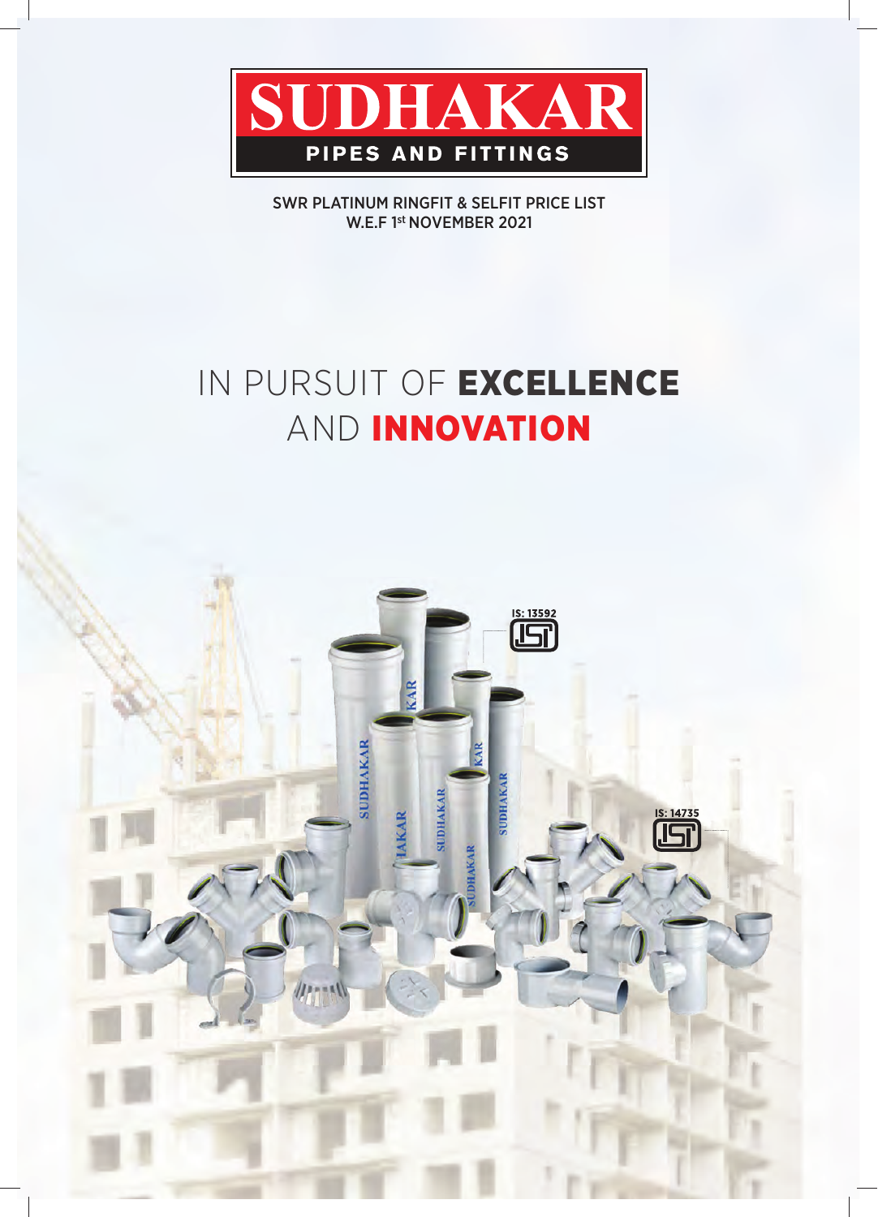# SUDHAKAR

**PIPES AND FITTINGS**

SWR PLATINUM RINGFIT & SELFIT PRICE LIST
W.E.F 1st NOVEMBER 2021

## IN PURSUIT OF **EXCELLENCE** AND **INNOVATION**

IS: 13592

IS: 14735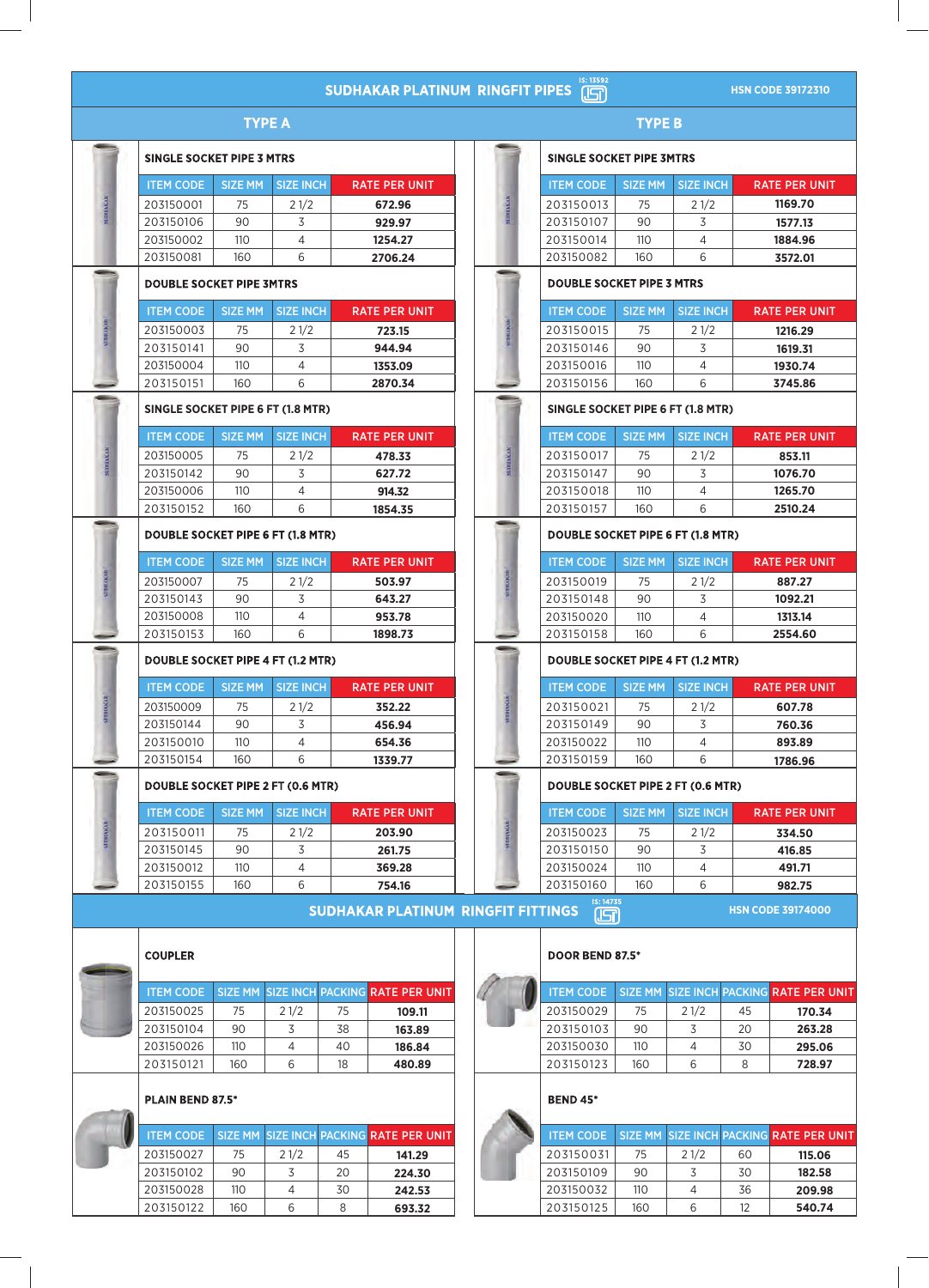# SUDHAKAR PLATINUM RINGFIT PIPES

IS: 13592

HSN CODE 39172310

## TYPE A

### SINGLE SOCKET PIPE 3 MTRS

| ITEM CODE | SIZE MM | SIZE INCH | RATE PER UNIT |
|---|---|---|---|
| 203150001 | 75 | 2 1/2 | **672.96** |
| 203150106 | 90 | 3 | **929.97** |
| 203150002 | 110 | 4 | **1254.27** |
| 203150081 | 160 | 6 | **2706.24** |

### DOUBLE SOCKET PIPE 3MTRS

| ITEM CODE | SIZE MM | SIZE INCH | RATE PER UNIT |
|---|---|---|---|
| 203150003 | 75 | 2 1/2 | **723.15** |
| 203150141 | 90 | 3 | **944.94** |
| 203150004 | 110 | 4 | **1353.09** |
| 203150151 | 160 | 6 | **2870.34** |

### SINGLE SOCKET PIPE 6 FT (1.8 MTR)

| ITEM CODE | SIZE MM | SIZE INCH | RATE PER UNIT |
|---|---|---|---|
| 203150005 | 75 | 2 1/2 | **478.33** |
| 203150142 | 90 | 3 | **627.72** |
| 203150006 | 110 | 4 | **914.32** |
| 203150152 | 160 | 6 | **1854.35** |

### DOUBLE SOCKET PIPE 6 FT (1.8 MTR)

| ITEM CODE | SIZE MM | SIZE INCH | RATE PER UNIT |
|---|---|---|---|
| 203150007 | 75 | 2 1/2 | **503.97** |
| 203150143 | 90 | 3 | **643.27** |
| 203150008 | 110 | 4 | **953.78** |
| 203150153 | 160 | 6 | **1898.73** |

### DOUBLE SOCKET PIPE 4 FT (1.2 MTR)

| ITEM CODE | SIZE MM | SIZE INCH | RATE PER UNIT |
|---|---|---|---|
| 203150009 | 75 | 2 1/2 | **352.22** |
| 203150144 | 90 | 3 | **456.94** |
| 203150010 | 110 | 4 | **654.36** |
| 203150154 | 160 | 6 | **1339.77** |

### DOUBLE SOCKET PIPE 2 FT (0.6 MTR)

| ITEM CODE | SIZE MM | SIZE INCH | RATE PER UNIT |
|---|---|---|---|
| 203150011 | 75 | 2 1/2 | **203.90** |
| 203150145 | 90 | 3 | **261.75** |
| 203150012 | 110 | 4 | **369.28** |
| 203150155 | 160 | 6 | **754.16** |

## TYPE B

### SINGLE SOCKET PIPE 3MTRS

| ITEM CODE | SIZE MM | SIZE INCH | RATE PER UNIT |
|---|---|---|---|
| 203150013 | 75 | 2 1/2 | **1169.70** |
| 203150107 | 90 | 3 | **1577.13** |
| 203150014 | 110 | 4 | **1884.96** |
| 203150082 | 160 | 6 | **3572.01** |

### DOUBLE SOCKET PIPE 3 MTRS

| ITEM CODE | SIZE MM | SIZE INCH | RATE PER UNIT |
|---|---|---|---|
| 203150015 | 75 | 2 1/2 | **1216.29** |
| 203150146 | 90 | 3 | **1619.31** |
| 203150016 | 110 | 4 | **1930.74** |
| 203150156 | 160 | 6 | **3745.86** |

### SINGLE SOCKET PIPE 6 FT (1.8 MTR)

| ITEM CODE | SIZE MM | SIZE INCH | RATE PER UNIT |
|---|---|---|---|
| 203150017 | 75 | 2 1/2 | **853.11** |
| 203150147 | 90 | 3 | **1076.70** |
| 203150018 | 110 | 4 | **1265.70** |
| 203150157 | 160 | 6 | **2510.24** |

### DOUBLE SOCKET PIPE 6 FT (1.8 MTR)

| ITEM CODE | SIZE MM | SIZE INCH | RATE PER UNIT |
|---|---|---|---|
| 203150019 | 75 | 2 1/2 | **887.27** |
| 203150148 | 90 | 3 | **1092.21** |
| 203150020 | 110 | 4 | **1313.14** |
| 203150158 | 160 | 6 | **2554.60** |

### DOUBLE SOCKET PIPE 4 FT (1.2 MTR)

| ITEM CODE | SIZE MM | SIZE INCH | RATE PER UNIT |
|---|---|---|---|
| 203150021 | 75 | 2 1/2 | **607.78** |
| 203150149 | 90 | 3 | **760.36** |
| 203150022 | 110 | 4 | **893.89** |
| 203150159 | 160 | 6 | **1786.96** |

### DOUBLE SOCKET PIPE 2 FT (0.6 MTR)

| ITEM CODE | SIZE MM | SIZE INCH | RATE PER UNIT |
|---|---|---|---|
| 203150023 | 75 | 2 1/2 | **334.50** |
| 203150150 | 90 | 3 | **416.85** |
| 203150024 | 110 | 4 | **491.71** |
| 203150160 | 160 | 6 | **982.75** |

# SUDHAKAR PLATINUM RINGFIT FITTINGS

IS: 14735

HSN CODE 39174000

### COUPLER

| ITEM CODE | SIZE MM | SIZE INCH | PACKING | RATE PER UNIT |
|---|---|---|---|---|
| 203150025 | 75 | 2 1/2 | 75 | **109.11** |
| 203150104 | 90 | 3 | 38 | **163.89** |
| 203150026 | 110 | 4 | 40 | **186.84** |
| 203150121 | 160 | 6 | 18 | **480.89** |

### DOOR BEND 87.5°

| ITEM CODE | SIZE MM | SIZE INCH | PACKING | RATE PER UNIT |
|---|---|---|---|---|
| 203150029 | 75 | 2 1/2 | 45 | **170.34** |
| 203150103 | 90 | 3 | 20 | **263.28** |
| 203150030 | 110 | 4 | 30 | **295.06** |
| 203150123 | 160 | 6 | 8 | **728.97** |

### PLAIN BEND 87.5°

| ITEM CODE | SIZE MM | SIZE INCH | PACKING | RATE PER UNIT |
|---|---|---|---|---|
| 203150027 | 75 | 2 1/2 | 45 | **141.29** |
| 203150102 | 90 | 3 | 20 | **224.30** |
| 203150028 | 110 | 4 | 30 | **242.53** |
| 203150122 | 160 | 6 | 8 | **693.32** |

### BEND 45°

| ITEM CODE | SIZE MM | SIZE INCH | PACKING | RATE PER UNIT |
|---|---|---|---|---|
| 203150031 | 75 | 2 1/2 | 60 | **115.06** |
| 203150109 | 90 | 3 | 30 | **182.58** |
| 203150032 | 110 | 4 | 36 | **209.98** |
| 203150125 | 160 | 6 | 12 | **540.74** |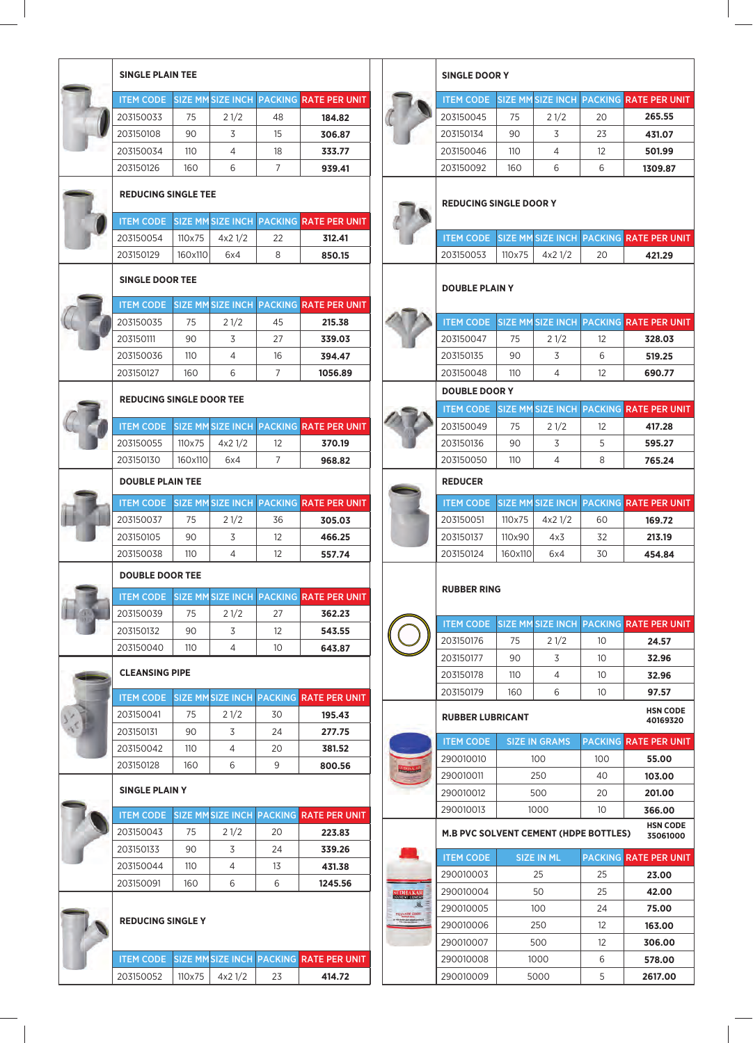### SINGLE PLAIN TEE

| ITEM CODE | SIZE MM | SIZE INCH | PACKING | RATE PER UNIT |
|---|---|---|---|---|
| 203150033 | 75 | 2 1/2 | 48 | **184.82** |
| 203150108 | 90 | 3 | 15 | **306.87** |
| 203150034 | 110 | 4 | 18 | **333.77** |
| 203150126 | 160 | 6 | 7 | **939.41** |

### REDUCING SINGLE TEE

| ITEM CODE | SIZE MM | SIZE INCH | PACKING | RATE PER UNIT |
|---|---|---|---|---|
| 203150054 | 110x75 | 4x2 1/2 | 22 | **312.41** |
| 203150129 | 160x110 | 6x4 | 8 | **850.15** |

### SINGLE DOOR TEE

| ITEM CODE | SIZE MM | SIZE INCH | PACKING | RATE PER UNIT |
|---|---|---|---|---|
| 203150035 | 75 | 2 1/2 | 45 | **215.38** |
| 203150111 | 90 | 3 | 27 | **339.03** |
| 203150036 | 110 | 4 | 16 | **394.47** |
| 203150127 | 160 | 6 | 7 | **1056.89** |

### REDUCING SINGLE DOOR TEE

| ITEM CODE | SIZE MM | SIZE INCH | PACKING | RATE PER UNIT |
|---|---|---|---|---|
| 203150055 | 110x75 | 4x2 1/2 | 12 | **370.19** |
| 203150130 | 160x110 | 6x4 | 7 | **968.82** |

### DOUBLE PLAIN TEE

| ITEM CODE | SIZE MM | SIZE INCH | PACKING | RATE PER UNIT |
|---|---|---|---|---|
| 203150037 | 75 | 2 1/2 | 36 | **305.03** |
| 203150105 | 90 | 3 | 12 | **466.25** |
| 203150038 | 110 | 4 | 12 | **557.74** |

### DOUBLE DOOR TEE

| ITEM CODE | SIZE MM | SIZE INCH | PACKING | RATE PER UNIT |
|---|---|---|---|---|
| 203150039 | 75 | 2 1/2 | 27 | **362.23** |
| 203150132 | 90 | 3 | 12 | **543.55** |
| 203150040 | 110 | 4 | 10 | **643.87** |

### CLEANSING PIPE

| ITEM CODE | SIZE MM | SIZE INCH | PACKING | RATE PER UNIT |
|---|---|---|---|---|
| 203150041 | 75 | 2 1/2 | 30 | **195.43** |
| 203150131 | 90 | 3 | 24 | **277.75** |
| 203150042 | 110 | 4 | 20 | **381.52** |
| 203150128 | 160 | 6 | 9 | **800.56** |

### SINGLE PLAIN Y

| ITEM CODE | SIZE MM | SIZE INCH | PACKING | RATE PER UNIT |
|---|---|---|---|---|
| 203150043 | 75 | 2 1/2 | 20 | **223.83** |
| 203150133 | 90 | 3 | 24 | **339.26** |
| 203150044 | 110 | 4 | 13 | **431.38** |
| 203150091 | 160 | 6 | 6 | **1245.56** |

### REDUCING SINGLE Y

| ITEM CODE | SIZE MM | SIZE INCH | PACKING | RATE PER UNIT |
|---|---|---|---|---|
| 203150052 | 110x75 | 4x2 1/2 | 23 | **414.72** |

### SINGLE DOOR Y

| ITEM CODE | SIZE MM | SIZE INCH | PACKING | RATE PER UNIT |
|---|---|---|---|---|
| 203150045 | 75 | 2 1/2 | 20 | **265.55** |
| 203150134 | 90 | 3 | 23 | **431.07** |
| 203150046 | 110 | 4 | 12 | **501.99** |
| 203150092 | 160 | 6 | 6 | **1309.87** |

### REDUCING SINGLE DOOR Y

| ITEM CODE | SIZE MM | SIZE INCH | PACKING | RATE PER UNIT |
|---|---|---|---|---|
| 203150053 | 110x75 | 4x2 1/2 | 20 | **421.29** |

### DOUBLE PLAIN Y

| ITEM CODE | SIZE MM | SIZE INCH | PACKING | RATE PER UNIT |
|---|---|---|---|---|
| 203150047 | 75 | 2 1/2 | 12 | **328.03** |
| 203150135 | 90 | 3 | 6 | **519.25** |
| 203150048 | 110 | 4 | 12 | **690.77** |

### DOUBLE DOOR Y

| ITEM CODE | SIZE MM | SIZE INCH | PACKING | RATE PER UNIT |
|---|---|---|---|---|
| 203150049 | 75 | 2 1/2 | 12 | **417.28** |
| 203150136 | 90 | 3 | 5 | **595.27** |
| 203150050 | 110 | 4 | 8 | **765.24** |

### REDUCER

| ITEM CODE | SIZE MM | SIZE INCH | PACKING | RATE PER UNIT |
|---|---|---|---|---|
| 203150051 | 110x75 | 4x2 1/2 | 60 | **169.72** |
| 203150137 | 110x90 | 4x3 | 32 | **213.19** |
| 203150124 | 160x110 | 6x4 | 30 | **454.84** |

### RUBBER RING

| ITEM CODE | SIZE MM | SIZE INCH | PACKING | RATE PER UNIT |
|---|---|---|---|---|
| 203150176 | 75 | 2 1/2 | 10 | **24.57** |
| 203150177 | 90 | 3 | 10 | **32.96** |
| 203150178 | 110 | 4 | 10 | **32.96** |
| 203150179 | 160 | 6 | 10 | **97.57** |

### RUBBER LUBRICANT

**HSN CODE 40169320**

| ITEM CODE | SIZE IN GRAMS | PACKING | RATE PER UNIT |
|---|---|---|---|
| 290010010 | 100 | 100 | **55.00** |
| 290010011 | 250 | 40 | **103.00** |
| 290010012 | 500 | 20 | **201.00** |
| 290010013 | 1000 | 10 | **366.00** |

### M.B PVC SOLVENT CEMENT (HDPE BOTTLES)

**HSN CODE 35061000**

| ITEM CODE | SIZE IN ML | PACKING | RATE PER UNIT |
|---|---|---|---|
| 290010003 | 25 | 25 | **23.00** |
| 290010004 | 50 | 25 | **42.00** |
| 290010005 | 100 | 24 | **75.00** |
| 290010006 | 250 | 12 | **163.00** |
| 290010007 | 500 | 12 | **306.00** |
| 290010008 | 1000 | 6 | **578.00** |
| 290010009 | 5000 | 5 | **2617.00** |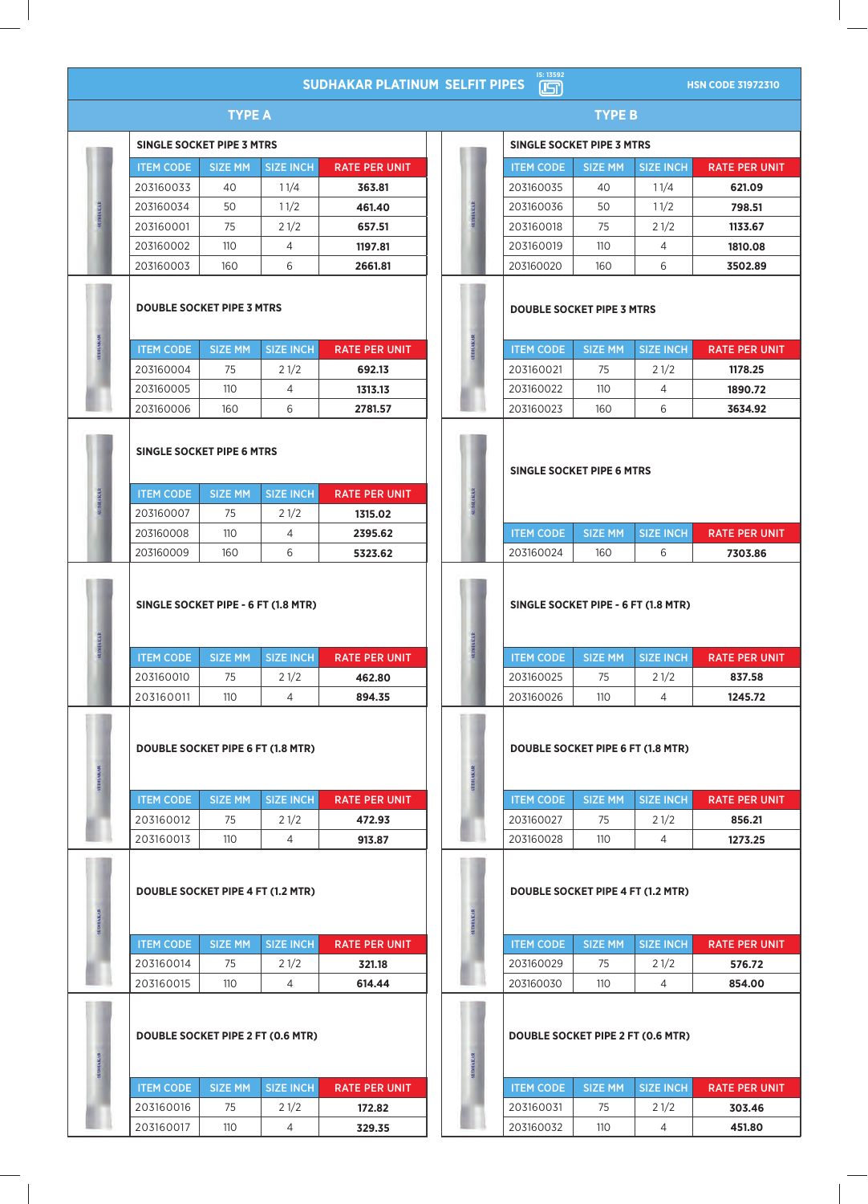# SUDHAKAR PLATINUM SELFIT PIPES

IS: 13592

HSN CODE 31972310

## TYPE A

### SINGLE SOCKET PIPE 3 MTRS

| ITEM CODE | SIZE MM | SIZE INCH | RATE PER UNIT |
|---|---|---|---|
| 203160033 | 40 | 1 1/4 | 363.81 |
| 203160034 | 50 | 1 1/2 | 461.40 |
| 203160001 | 75 | 2 1/2 | 657.51 |
| 203160002 | 110 | 4 | 1197.81 |
| 203160003 | 160 | 6 | 2661.81 |

### DOUBLE SOCKET PIPE 3 MTRS

| ITEM CODE | SIZE MM | SIZE INCH | RATE PER UNIT |
|---|---|---|---|
| 203160004 | 75 | 2 1/2 | 692.13 |
| 203160005 | 110 | 4 | 1313.13 |
| 203160006 | 160 | 6 | 2781.57 |

### SINGLE SOCKET PIPE 6 MTRS

| ITEM CODE | SIZE MM | SIZE INCH | RATE PER UNIT |
|---|---|---|---|
| 203160007 | 75 | 2 1/2 | 1315.02 |
| 203160008 | 110 | 4 | 2395.62 |
| 203160009 | 160 | 6 | 5323.62 |

### SINGLE SOCKET PIPE - 6 FT (1.8 MTR)

| ITEM CODE | SIZE MM | SIZE INCH | RATE PER UNIT |
|---|---|---|---|
| 203160010 | 75 | 2 1/2 | 462.80 |
| 203160011 | 110 | 4 | 894.35 |

### DOUBLE SOCKET PIPE 6 FT (1.8 MTR)

| ITEM CODE | SIZE MM | SIZE INCH | RATE PER UNIT |
|---|---|---|---|
| 203160012 | 75 | 2 1/2 | 472.93 |
| 203160013 | 110 | 4 | 913.87 |

### DOUBLE SOCKET PIPE 4 FT (1.2 MTR)

| ITEM CODE | SIZE MM | SIZE INCH | RATE PER UNIT |
|---|---|---|---|
| 203160014 | 75 | 2 1/2 | 321.18 |
| 203160015 | 110 | 4 | 614.44 |

### DOUBLE SOCKET PIPE 2 FT (0.6 MTR)

| ITEM CODE | SIZE MM | SIZE INCH | RATE PER UNIT |
|---|---|---|---|
| 203160016 | 75 | 2 1/2 | 172.82 |
| 203160017 | 110 | 4 | 329.35 |

## TYPE B

### SINGLE SOCKET PIPE 3 MTRS

| ITEM CODE | SIZE MM | SIZE INCH | RATE PER UNIT |
|---|---|---|---|
| 203160035 | 40 | 1 1/4 | 621.09 |
| 203160036 | 50 | 1 1/2 | 798.51 |
| 203160018 | 75 | 2 1/2 | 1133.67 |
| 203160019 | 110 | 4 | 1810.08 |
| 203160020 | 160 | 6 | 3502.89 |

### DOUBLE SOCKET PIPE 3 MTRS

| ITEM CODE | SIZE MM | SIZE INCH | RATE PER UNIT |
|---|---|---|---|
| 203160021 | 75 | 2 1/2 | 1178.25 |
| 203160022 | 110 | 4 | 1890.72 |
| 203160023 | 160 | 6 | 3634.92 |

### SINGLE SOCKET PIPE 6 MTRS

| ITEM CODE | SIZE MM | SIZE INCH | RATE PER UNIT |
|---|---|---|---|
| 203160024 | 160 | 6 | 7303.86 |

### SINGLE SOCKET PIPE - 6 FT (1.8 MTR)

| ITEM CODE | SIZE MM | SIZE INCH | RATE PER UNIT |
|---|---|---|---|
| 203160025 | 75 | 2 1/2 | 837.58 |
| 203160026 | 110 | 4 | 1245.72 |

### DOUBLE SOCKET PIPE 6 FT (1.8 MTR)

| ITEM CODE | SIZE MM | SIZE INCH | RATE PER UNIT |
|---|---|---|---|
| 203160027 | 75 | 2 1/2 | 856.21 |
| 203160028 | 110 | 4 | 1273.25 |

### DOUBLE SOCKET PIPE 4 FT (1.2 MTR)

| ITEM CODE | SIZE MM | SIZE INCH | RATE PER UNIT |
|---|---|---|---|
| 203160029 | 75 | 2 1/2 | 576.72 |
| 203160030 | 110 | 4 | 854.00 |

### DOUBLE SOCKET PIPE 2 FT (0.6 MTR)

| ITEM CODE | SIZE MM | SIZE INCH | RATE PER UNIT |
|---|---|---|---|
| 203160031 | 75 | 2 1/2 | 303.46 |
| 203160032 | 110 | 4 | 451.80 |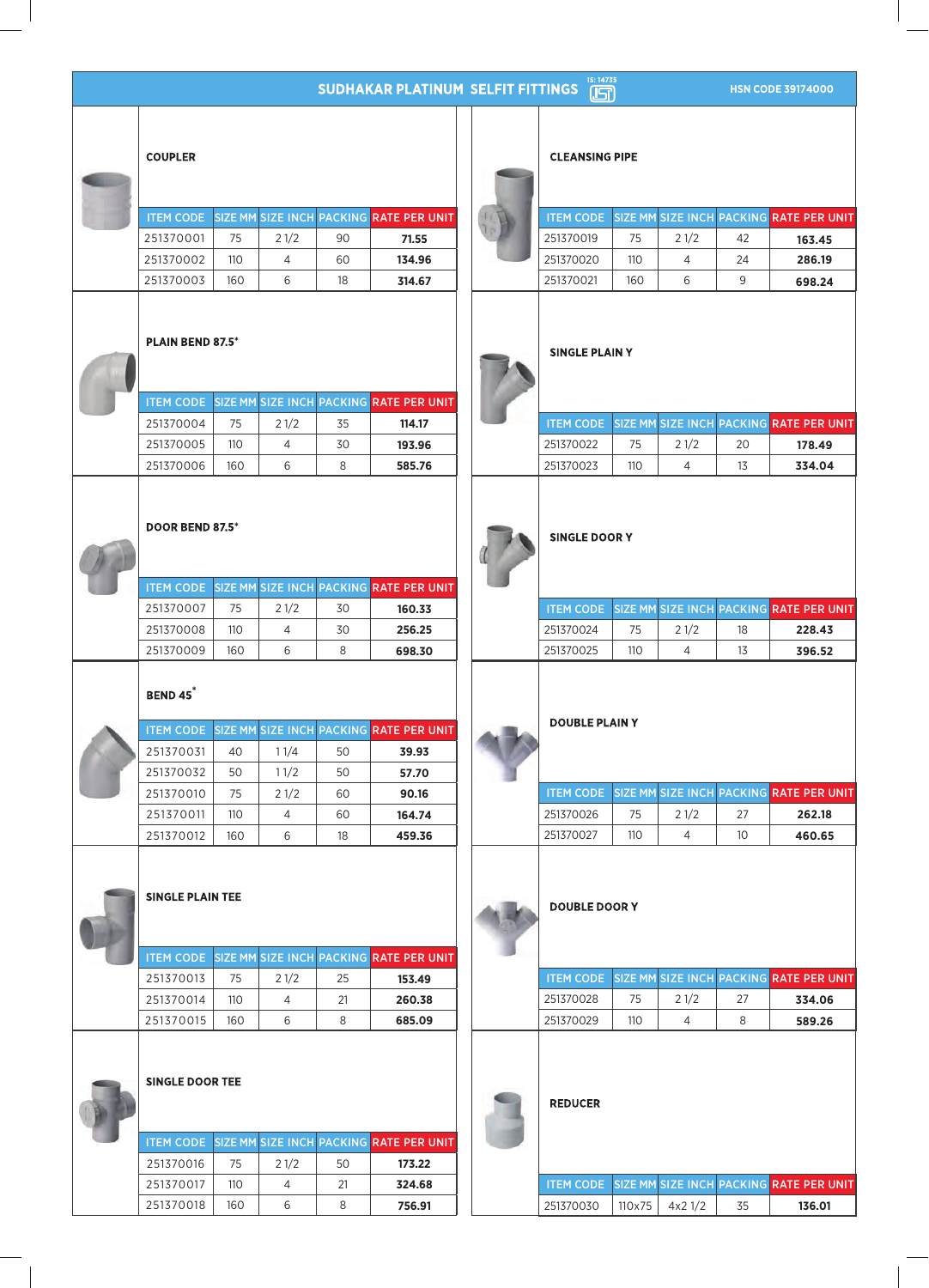# SUDHAKAR PLATINUM SELFIT FITTINGS

IS: 14735

HSN CODE 39174000

### COUPLER

| ITEM CODE | SIZE MM | SIZE INCH | PACKING | RATE PER UNIT |
|---|---|---|---|---|
| 251370001 | 75 | 2 1/2 | 90 | **71.55** |
| 251370002 | 110 | 4 | 60 | **134.96** |
| 251370003 | 160 | 6 | 18 | **314.67** |

### PLAIN BEND 87.5°

| ITEM CODE | SIZE MM | SIZE INCH | PACKING | RATE PER UNIT |
|---|---|---|---|---|
| 251370004 | 75 | 2 1/2 | 35 | **114.17** |
| 251370005 | 110 | 4 | 30 | **193.96** |
| 251370006 | 160 | 6 | 8 | **585.76** |

### DOOR BEND 87.5°

| ITEM CODE | SIZE MM | SIZE INCH | PACKING | RATE PER UNIT |
|---|---|---|---|---|
| 251370007 | 75 | 2 1/2 | 30 | **160.33** |
| 251370008 | 110 | 4 | 30 | **256.25** |
| 251370009 | 160 | 6 | 8 | **698.30** |

### BEND 45°

| ITEM CODE | SIZE MM | SIZE INCH | PACKING | RATE PER UNIT |
|---|---|---|---|---|
| 251370031 | 40 | 1 1/4 | 50 | **39.93** |
| 251370032 | 50 | 1 1/2 | 50 | **57.70** |
| 251370010 | 75 | 2 1/2 | 60 | **90.16** |
| 251370011 | 110 | 4 | 60 | **164.74** |
| 251370012 | 160 | 6 | 18 | **459.36** |

### SINGLE PLAIN TEE

| ITEM CODE | SIZE MM | SIZE INCH | PACKING | RATE PER UNIT |
|---|---|---|---|---|
| 251370013 | 75 | 2 1/2 | 25 | **153.49** |
| 251370014 | 110 | 4 | 21 | **260.38** |
| 251370015 | 160 | 6 | 8 | **685.09** |

### SINGLE DOOR TEE

| ITEM CODE | SIZE MM | SIZE INCH | PACKING | RATE PER UNIT |
|---|---|---|---|---|
| 251370016 | 75 | 2 1/2 | 50 | **173.22** |
| 251370017 | 110 | 4 | 21 | **324.68** |
| 251370018 | 160 | 6 | 8 | **756.91** |

### CLEANSING PIPE

| ITEM CODE | SIZE MM | SIZE INCH | PACKING | RATE PER UNIT |
|---|---|---|---|---|
| 251370019 | 75 | 2 1/2 | 42 | **163.45** |
| 251370020 | 110 | 4 | 24 | **286.19** |
| 251370021 | 160 | 6 | 9 | **698.24** |

### SINGLE PLAIN Y

| ITEM CODE | SIZE MM | SIZE INCH | PACKING | RATE PER UNIT |
|---|---|---|---|---|
| 251370022 | 75 | 2 1/2 | 20 | **178.49** |
| 251370023 | 110 | 4 | 13 | **334.04** |

### SINGLE DOOR Y

| ITEM CODE | SIZE MM | SIZE INCH | PACKING | RATE PER UNIT |
|---|---|---|---|---|
| 251370024 | 75 | 2 1/2 | 18 | **228.43** |
| 251370025 | 110 | 4 | 13 | **396.52** |

### DOUBLE PLAIN Y

| ITEM CODE | SIZE MM | SIZE INCH | PACKING | RATE PER UNIT |
|---|---|---|---|---|
| 251370026 | 75 | 2 1/2 | 27 | **262.18** |
| 251370027 | 110 | 4 | 10 | **460.65** |

### DOUBLE DOOR Y

| ITEM CODE | SIZE MM | SIZE INCH | PACKING | RATE PER UNIT |
|---|---|---|---|---|
| 251370028 | 75 | 2 1/2 | 27 | **334.06** |
| 251370029 | 110 | 4 | 8 | **589.26** |

### REDUCER

| ITEM CODE | SIZE MM | SIZE INCH | PACKING | RATE PER UNIT |
|---|---|---|---|---|
| 251370030 | 110x75 | 4x2 1/2 | 35 | **136.01** |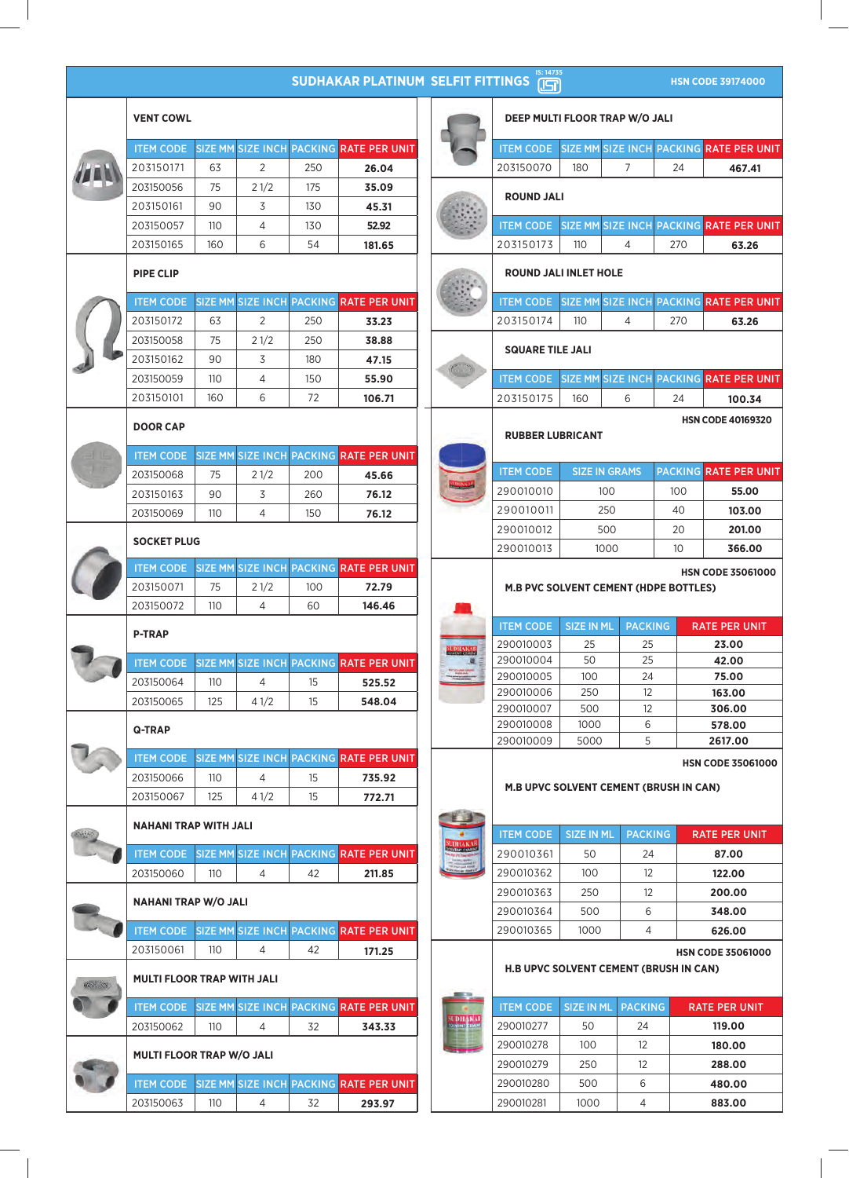# SUDHAKAR PLATINUM SELFIT FITTINGS

IS: 14735

HSN CODE 39174000

### VENT COWL

| ITEM CODE | SIZE MM | SIZE INCH | PACKING | RATE PER UNIT |
|---|---|---|---|---|
| 203150171 | 63 | 2 | 250 | **26.04** |
| 203150056 | 75 | 2 1/2 | 175 | **35.09** |
| 203150161 | 90 | 3 | 130 | **45.31** |
| 203150057 | 110 | 4 | 130 | **52.92** |
| 203150165 | 160 | 6 | 54 | **181.65** |

### PIPE CLIP

| ITEM CODE | SIZE MM | SIZE INCH | PACKING | RATE PER UNIT |
|---|---|---|---|---|
| 203150172 | 63 | 2 | 250 | **33.23** |
| 203150058 | 75 | 2 1/2 | 250 | **38.88** |
| 203150162 | 90 | 3 | 180 | **47.15** |
| 203150059 | 110 | 4 | 150 | **55.90** |
| 203150101 | 160 | 6 | 72 | **106.71** |

### DOOR CAP

| ITEM CODE | SIZE MM | SIZE INCH | PACKING | RATE PER UNIT |
|---|---|---|---|---|
| 203150068 | 75 | 2 1/2 | 200 | **45.66** |
| 203150163 | 90 | 3 | 260 | **76.12** |
| 203150069 | 110 | 4 | 150 | **76.12** |

### SOCKET PLUG

| ITEM CODE | SIZE MM | SIZE INCH | PACKING | RATE PER UNIT |
|---|---|---|---|---|
| 203150071 | 75 | 2 1/2 | 100 | **72.79** |
| 203150072 | 110 | 4 | 60 | **146.46** |

### P-TRAP

| ITEM CODE | SIZE MM | SIZE INCH | PACKING | RATE PER UNIT |
|---|---|---|---|---|
| 203150064 | 110 | 4 | 15 | **525.52** |
| 203150065 | 125 | 4 1/2 | 15 | **548.04** |

### Q-TRAP

| ITEM CODE | SIZE MM | SIZE INCH | PACKING | RATE PER UNIT |
|---|---|---|---|---|
| 203150066 | 110 | 4 | 15 | **735.92** |
| 203150067 | 125 | 4 1/2 | 15 | **772.71** |

### NAHANI TRAP WITH JALI

| ITEM CODE | SIZE MM | SIZE INCH | PACKING | RATE PER UNIT |
|---|---|---|---|---|
| 203150060 | 110 | 4 | 42 | **211.85** |

### NAHANI TRAP W/O JALI

| ITEM CODE | SIZE MM | SIZE INCH | PACKING | RATE PER UNIT |
|---|---|---|---|---|
| 203150061 | 110 | 4 | 42 | **171.25** |

### MULTI FLOOR TRAP WITH JALI

| ITEM CODE | SIZE MM | SIZE INCH | PACKING | RATE PER UNIT |
|---|---|---|---|---|
| 203150062 | 110 | 4 | 32 | **343.33** |

### MULTI FLOOR TRAP W/O JALI

| ITEM CODE | SIZE MM | SIZE INCH | PACKING | RATE PER UNIT |
|---|---|---|---|---|
| 203150063 | 110 | 4 | 32 | **293.97** |

### DEEP MULTI FLOOR TRAP W/O JALI

| ITEM CODE | SIZE MM | SIZE INCH | PACKING | RATE PER UNIT |
|---|---|---|---|---|
| 203150070 | 180 | 7 | 24 | **467.41** |

### ROUND JALI

| ITEM CODE | SIZE MM | SIZE INCH | PACKING | RATE PER UNIT |
|---|---|---|---|---|
| 203150173 | 110 | 4 | 270 | **63.26** |

### ROUND JALI INLET HOLE

| ITEM CODE | SIZE MM | SIZE INCH | PACKING | RATE PER UNIT |
|---|---|---|---|---|
| 203150174 | 110 | 4 | 270 | **63.26** |

### SQUARE TILE JALI

| ITEM CODE | SIZE MM | SIZE INCH | PACKING | RATE PER UNIT |
|---|---|---|---|---|
| 203150175 | 160 | 6 | 24 | **100.34** |

HSN CODE 40169320

### RUBBER LUBRICANT

| ITEM CODE | SIZE IN GRAMS | PACKING | RATE PER UNIT |
|---|---|---|---|
| 290010010 | 100 | 100 | **55.00** |
| 290010011 | 250 | 40 | **103.00** |
| 290010012 | 500 | 20 | **201.00** |
| 290010013 | 1000 | 10 | **366.00** |

HSN CODE 35061000

### M.B PVC SOLVENT CEMENT (HDPE BOTTLES)

| ITEM CODE | SIZE IN ML | PACKING | RATE PER UNIT |
|---|---|---|---|
| 290010003 | 25 | 25 | **23.00** |
| 290010004 | 50 | 25 | **42.00** |
| 290010005 | 100 | 24 | **75.00** |
| 290010006 | 250 | 12 | **163.00** |
| 290010007 | 500 | 12 | **306.00** |
| 290010008 | 1000 | 6 | **578.00** |
| 290010009 | 5000 | 5 | **2617.00** |

HSN CODE 35061000

### M.B UPVC SOLVENT CEMENT (BRUSH IN CAN)

| ITEM CODE | SIZE IN ML | PACKING | RATE PER UNIT |
|---|---|---|---|
| 290010361 | 50 | 24 | **87.00** |
| 290010362 | 100 | 12 | **122.00** |
| 290010363 | 250 | 12 | **200.00** |
| 290010364 | 500 | 6 | **348.00** |
| 290010365 | 1000 | 4 | **626.00** |

HSN CODE 35061000

### H.B UPVC SOLVENT CEMENT (BRUSH IN CAN)

| ITEM CODE | SIZE IN ML | PACKING | RATE PER UNIT |
|---|---|---|---|
| 290010277 | 50 | 24 | **119.00** |
| 290010278 | 100 | 12 | **180.00** |
| 290010279 | 250 | 12 | **288.00** |
| 290010280 | 500 | 6 | **480.00** |
| 290010281 | 1000 | 4 | **883.00** |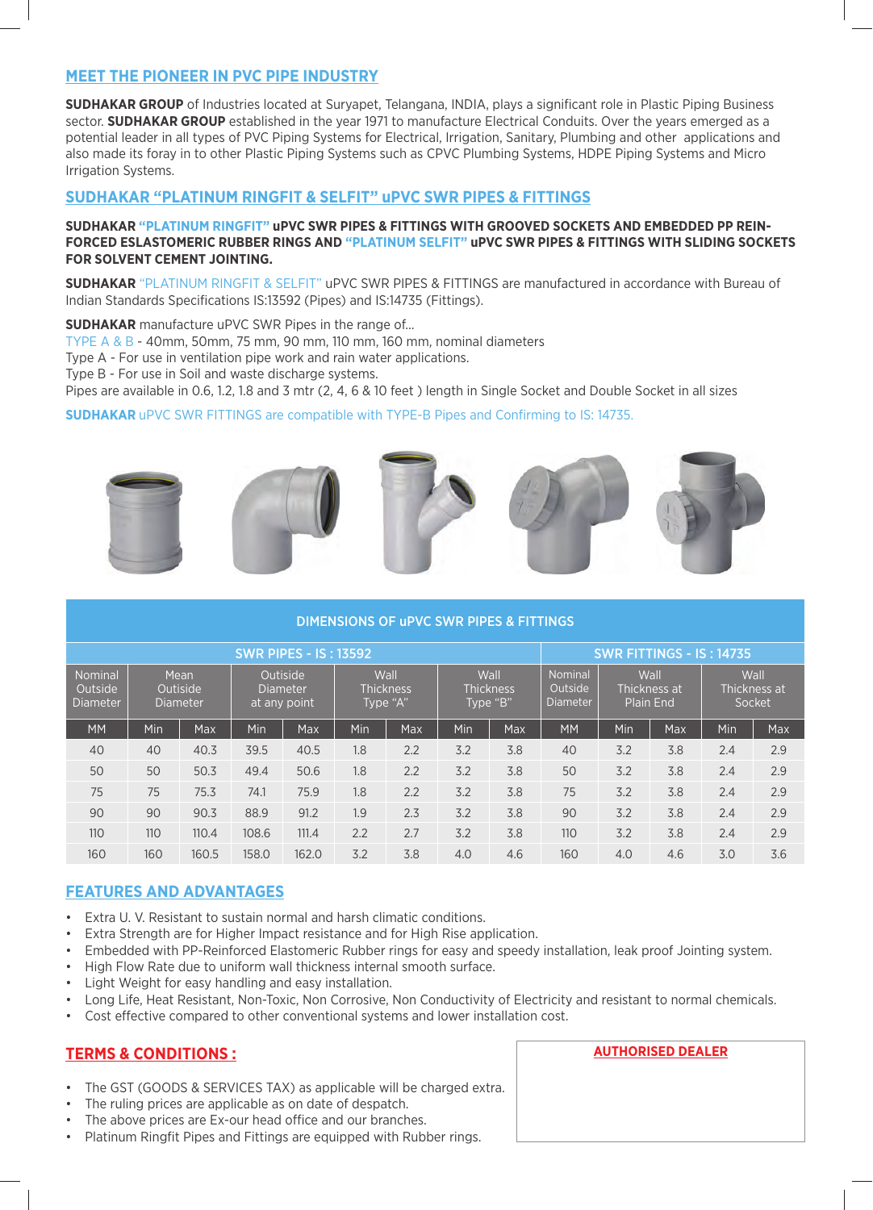## MEET THE PIONEER IN PVC PIPE INDUSTRY

**SUDHAKAR GROUP** of Industries located at Suryapet, Telangana, INDIA, plays a significant role in Plastic Piping Business sector. **SUDHAKAR GROUP** established in the year 1971 to manufacture Electrical Conduits. Over the years emerged as a potential leader in all types of PVC Piping Systems for Electrical, Irrigation, Sanitary, Plumbing and other applications and also made its foray in to other Plastic Piping Systems such as CPVC Plumbing Systems, HDPE Piping Systems and Micro Irrigation Systems.

## SUDHAKAR "PLATINUM RINGFIT & SELFIT" uPVC SWR PIPES & FITTINGS

**SUDHAKAR "PLATINUM RINGFIT" uPVC SWR PIPES & FITTINGS WITH GROOVED SOCKETS AND EMBEDDED PP REIN-FORCED ESLASTOMERIC RUBBER RINGS AND "PLATINUM SELFIT" uPVC SWR PIPES & FITTINGS WITH SLIDING SOCKETS FOR SOLVENT CEMENT JOINTING.**

**SUDHAKAR** "PLATINUM RINGFIT & SELFIT" uPVC SWR PIPES & FITTINGS are manufactured in accordance with Bureau of Indian Standards Specifications IS:13592 (Pipes) and IS:14735 (Fittings).

**SUDHAKAR** manufacture uPVC SWR Pipes in the range of...
TYPE A & B - 40mm, 50mm, 75 mm, 90 mm, 110 mm, 160 mm, nominal diameters
Type A - For use in ventilation pipe work and rain water applications.
Type B - For use in Soil and waste discharge systems.
Pipes are available in 0.6, 1.2, 1.8 and 3 mtr (2, 4, 6 & 10 feet ) length in Single Socket and Double Socket in all sizes

**SUDHAKAR** uPVC SWR FITTINGS are compatible with TYPE-B Pipes and Confirming to IS: 14735.

**DIMENSIONS OF uPVC SWR PIPES & FITTINGS**

| SWR PIPES - IS : 13592 | | | | | | | | | SWR FITTINGS - IS : 14735 | | | | |
|---|---|---|---|---|---|---|---|---|---|---|---|---|---|
| Nominal Outside Diameter | Mean Outside Diameter | | Outside Diameter at any point | | Wall Thickness Type "A" | | Wall Thickness Type "B" | | Nominal Outside Diameter | Wall Thickness at Plain End | | Wall Thickness at Socket | |
| MM | Min | Max | Min | Max | Min | Max | Min | Max | MM | Min | Max | Min | Max |
| 40 | 40 | 40.3 | 39.5 | 40.5 | 1.8 | 2.2 | 3.2 | 3.8 | 40 | 3.2 | 3.8 | 2.4 | 2.9 |
| 50 | 50 | 50.3 | 49.4 | 50.6 | 1.8 | 2.2 | 3.2 | 3.8 | 50 | 3.2 | 3.8 | 2.4 | 2.9 |
| 75 | 75 | 75.3 | 74.1 | 75.9 | 1.8 | 2.2 | 3.2 | 3.8 | 75 | 3.2 | 3.8 | 2.4 | 2.9 |
| 90 | 90 | 90.3 | 88.9 | 91.2 | 1.9 | 2.3 | 3.2 | 3.8 | 90 | 3.2 | 3.8 | 2.4 | 2.9 |
| 110 | 110 | 110.4 | 108.6 | 111.4 | 2.2 | 2.7 | 3.2 | 3.8 | 110 | 3.2 | 3.8 | 2.4 | 2.9 |
| 160 | 160 | 160.5 | 158.0 | 162.0 | 3.2 | 3.8 | 4.0 | 4.6 | 160 | 4.0 | 4.6 | 3.0 | 3.6 |

## FEATURES AND ADVANTAGES

- Extra U. V. Resistant to sustain normal and harsh climatic conditions.
- Extra Strength are for Higher Impact resistance and for High Rise application.
- Embedded with PP-Reinforced Elastomeric Rubber rings for easy and speedy installation, leak proof Jointing system.
- High Flow Rate due to uniform wall thickness internal smooth surface.
- Light Weight for easy handling and easy installation.
- Long Life, Heat Resistant, Non-Toxic, Non Corrosive, Non Conductivity of Electricity and resistant to normal chemicals.
- Cost effective compared to other conventional systems and lower installation cost.

## TERMS & CONDITIONS :

- The GST (GOODS & SERVICES TAX) as applicable will be charged extra.
- The ruling prices are applicable as on date of despatch.
- The above prices are Ex-our head office and our branches.
- Platinum Ringfit Pipes and Fittings are equipped with Rubber rings.

**AUTHORISED DEALER**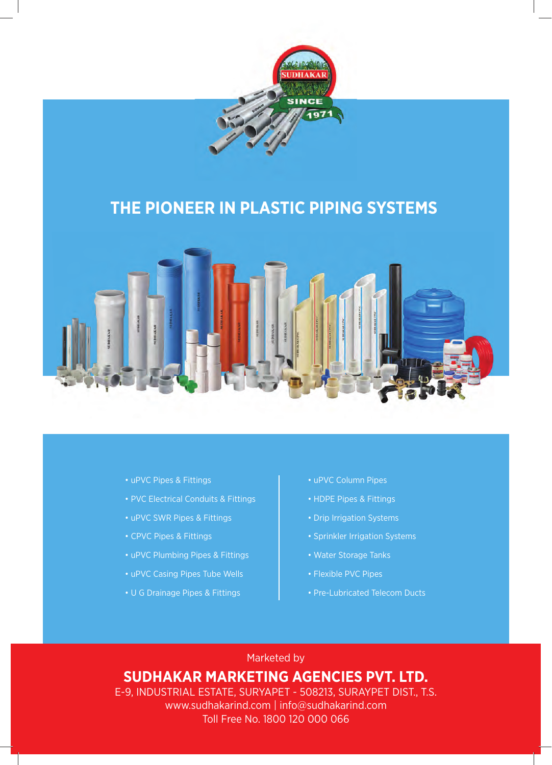# THE PIONEER IN PLASTIC PIPING SYSTEMS

- uPVC Pipes & Fittings
- PVC Electrical Conduits & Fittings
- uPVC SWR Pipes & Fittings
- CPVC Pipes & Fittings
- uPVC Plumbing Pipes & Fittings
- uPVC Casing Pipes Tube Wells
- U G Drainage Pipes & Fittings
- uPVC Column Pipes
- HDPE Pipes & Fittings
- Drip Irrigation Systems
- Sprinkler Irrigation Systems
- Water Storage Tanks
- Flexible PVC Pipes
- Pre-Lubricated Telecom Ducts

Marketed by

**SUDHAKAR MARKETING AGENCIES PVT. LTD.**

E-9, INDUSTRIAL ESTATE, SURYAPET - 508213, SURAYPET DIST., T.S.

www.sudhakarind.com | info@sudhakarind.com

Toll Free No. 1800 120 000 066